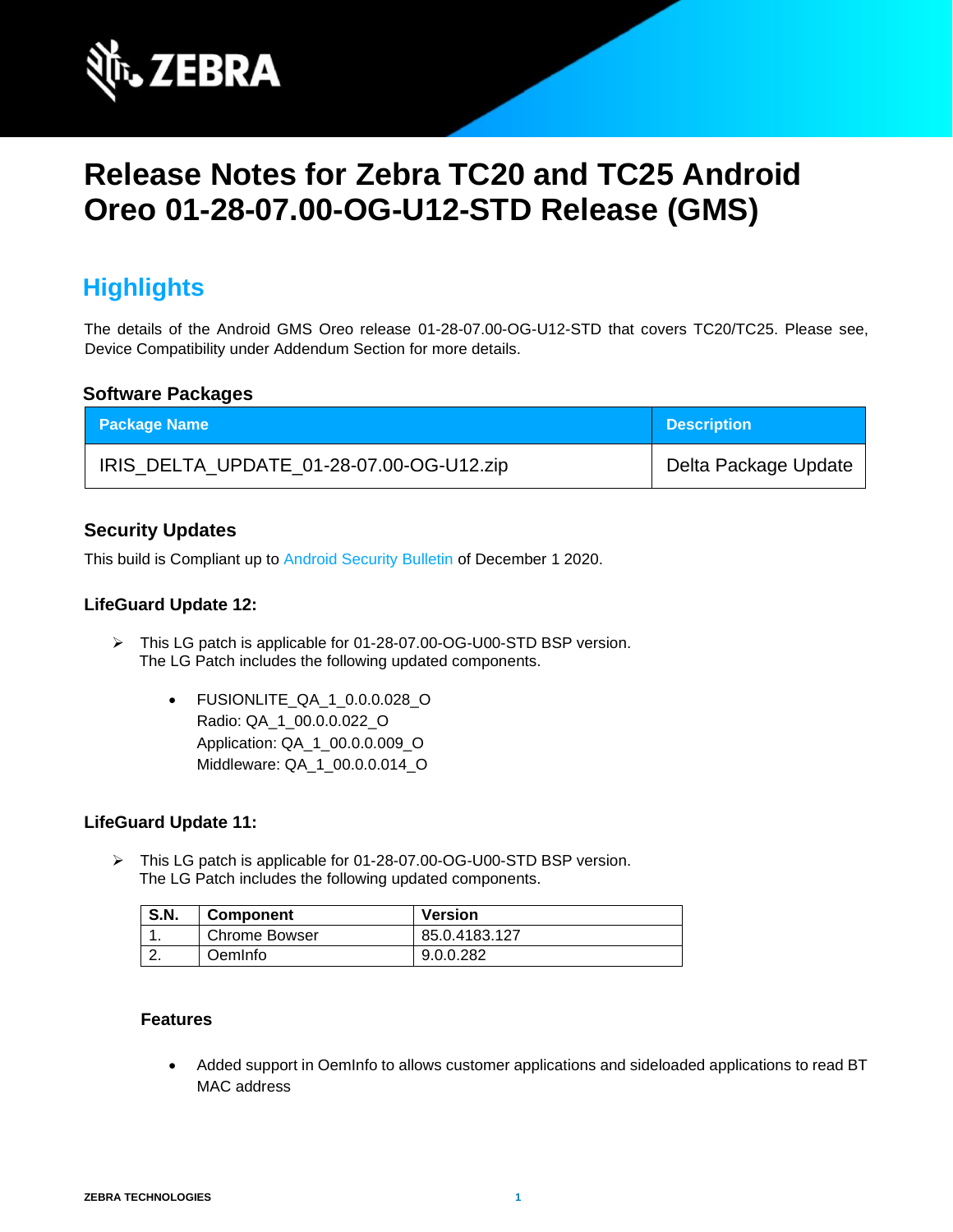# Release Notes for Zebra TC20 and TC25 Android Oreo 01-28-07.00-OG-U12-STD Release (GMS)

## Highlights

The details of the Android GMS Oreo release 01-28-07.00-OG-U12-STD that covers TC20/TC25. Please see, Device Compatibility under Addendum Section for more details.

### Software Packages

| Package Name | Description |
| --- | --- |
| IRIS_DELTA_UPDATE_01-28-07.00-OG-U12.zip | Delta Package Update |

### Security Updates

This build is Compliant up to Android Security Bulletin of December 1 2020.

### LifeGuard Update 12:

- This LG patch is applicable for 01-28-07.00-OG-U00-STD BSP version.
  The LG Patch includes the following updated components.

  - FUSIONLITE_QA_1_0.0.0.028_O
    Radio: QA_1_00.0.0.022_O
    Application: QA_1_00.0.0.009_O
    Middleware: QA_1_00.0.0.014_O

### LifeGuard Update 11:

- This LG patch is applicable for 01-28-07.00-OG-U00-STD BSP version.
  The LG Patch includes the following updated components.

| S.N. | Component | Version |
| --- | --- | --- |
| 1. | Chrome Bowser | 85.0.4183.127 |
| 2. | OemInfo | 9.0.0.282 |

#### Features

- Added support in OemInfo to allows customer applications and sideloaded applications to read BT MAC address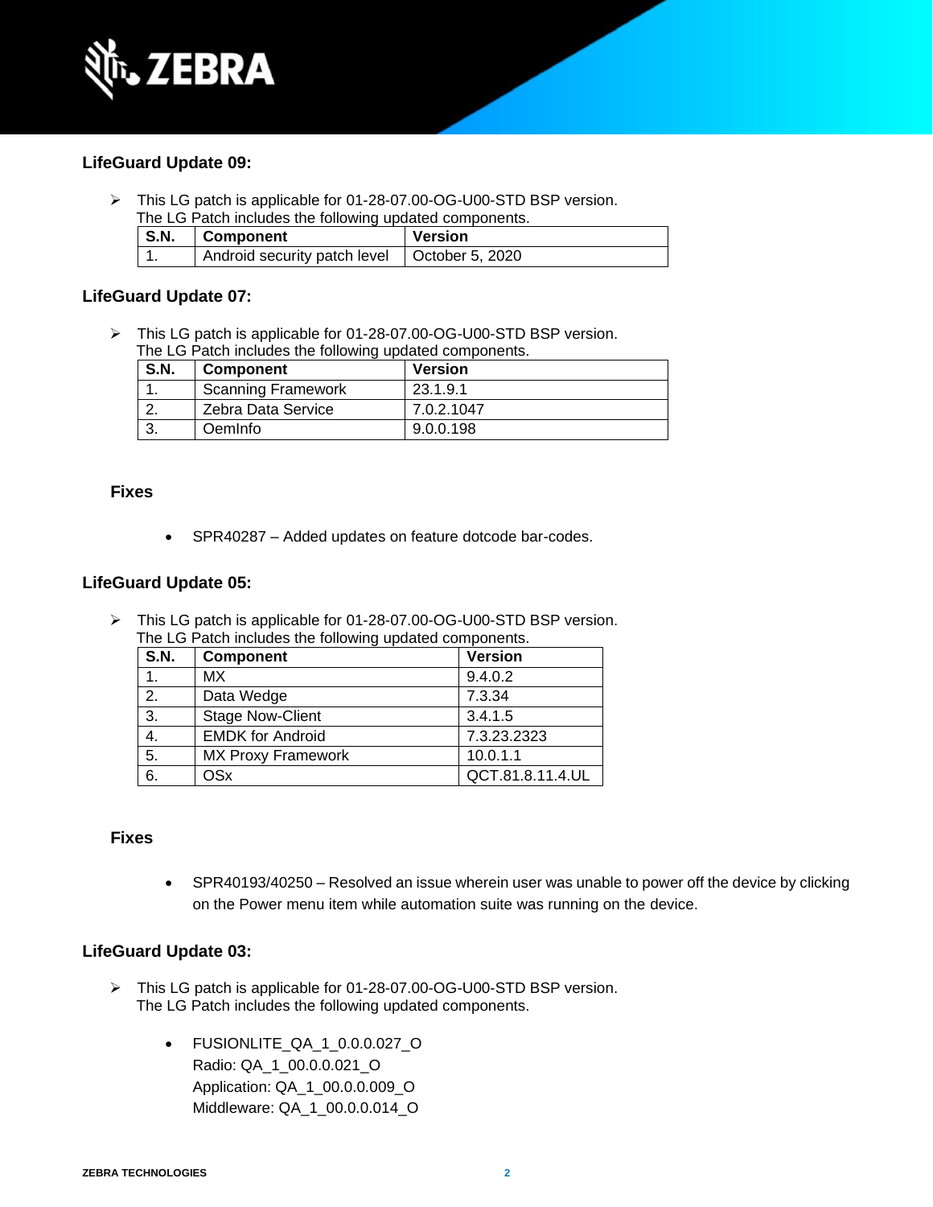### LifeGuard Update 09:

- This LG patch is applicable for 01-28-07.00-OG-U00-STD BSP version.
  The LG Patch includes the following updated components.

| S.N. | Component | Version |
|---|---|---|
| 1. | Android security patch level | October 5, 2020 |

### LifeGuard Update 07:

- This LG patch is applicable for 01-28-07.00-OG-U00-STD BSP version.
  The LG Patch includes the following updated components.

| S.N. | Component | Version |
|---|---|---|
| 1. | Scanning Framework | 23.1.9.1 |
| 2. | Zebra Data Service | 7.0.2.1047 |
| 3. | OemInfo | 9.0.0.198 |

#### Fixes

- SPR40287 – Added updates on feature dotcode bar-codes.

### LifeGuard Update 05:

- This LG patch is applicable for 01-28-07.00-OG-U00-STD BSP version.
  The LG Patch includes the following updated components.

| S.N. | Component | Version |
|---|---|---|
| 1. | MX | 9.4.0.2 |
| 2. | Data Wedge | 7.3.34 |
| 3. | Stage Now-Client | 3.4.1.5 |
| 4. | EMDK for Android | 7.3.23.2323 |
| 5. | MX Proxy Framework | 10.0.1.1 |
| 6. | OSx | QCT.81.8.11.4.UL |

#### Fixes

- SPR40193/40250 – Resolved an issue wherein user was unable to power off the device by clicking on the Power menu item while automation suite was running on the device.

### LifeGuard Update 03:

- This LG patch is applicable for 01-28-07.00-OG-U00-STD BSP version.
  The LG Patch includes the following updated components.

  - FUSIONLITE_QA_1_0.0.0.027_O
    Radio: QA_1_00.0.0.021_O
    Application: QA_1_00.0.0.009_O
    Middleware: QA_1_00.0.0.014_O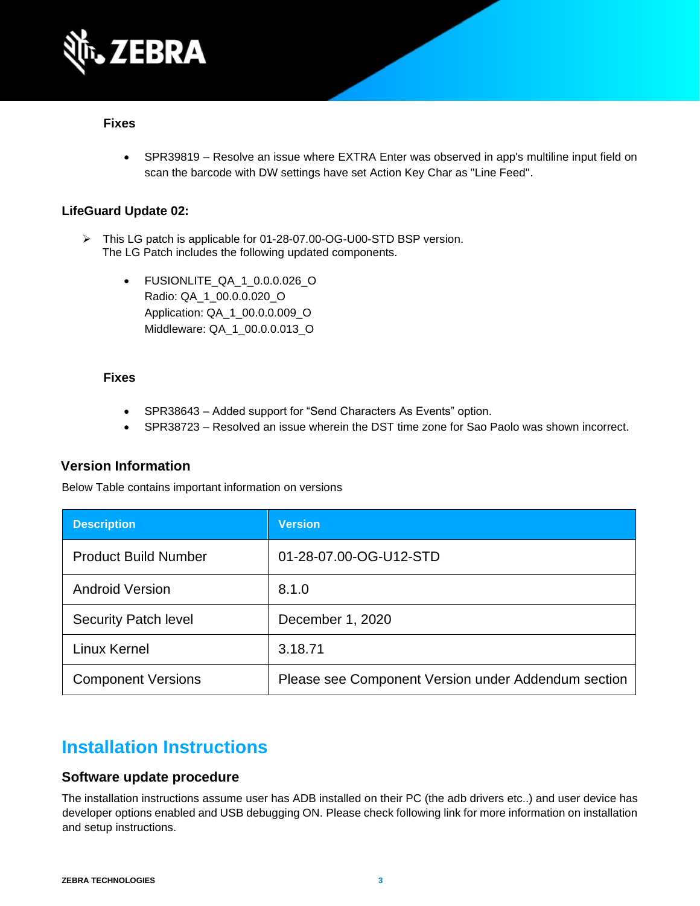**Fixes**

- SPR39819 – Resolve an issue where EXTRA Enter was observed in app's multiline input field on scan the barcode with DW settings have set Action Key Char as "Line Feed".

**LifeGuard Update 02:**

- This LG patch is applicable for 01-28-07.00-OG-U00-STD BSP version.
  The LG Patch includes the following updated components.

  - FUSIONLITE_QA_1_0.0.0.026_O
    Radio: QA_1_00.0.0.020_O
    Application: QA_1_00.0.0.009_O
    Middleware: QA_1_00.0.0.013_O

**Fixes**

- SPR38643 – Added support for "Send Characters As Events" option.
- SPR38723 – Resolved an issue wherein the DST time zone for Sao Paolo was shown incorrect.

### Version Information

Below Table contains important information on versions

| Description | Version |
| --- | --- |
| Product Build Number | 01-28-07.00-OG-U12-STD |
| Android Version | 8.1.0 |
| Security Patch level | December 1, 2020 |
| Linux Kernel | 3.18.71 |
| Component Versions | Please see Component Version under Addendum section |

## Installation Instructions

### Software update procedure

The installation instructions assume user has ADB installed on their PC (the adb drivers etc..) and user device has developer options enabled and USB debugging ON. Please check following link for more information on installation and setup instructions.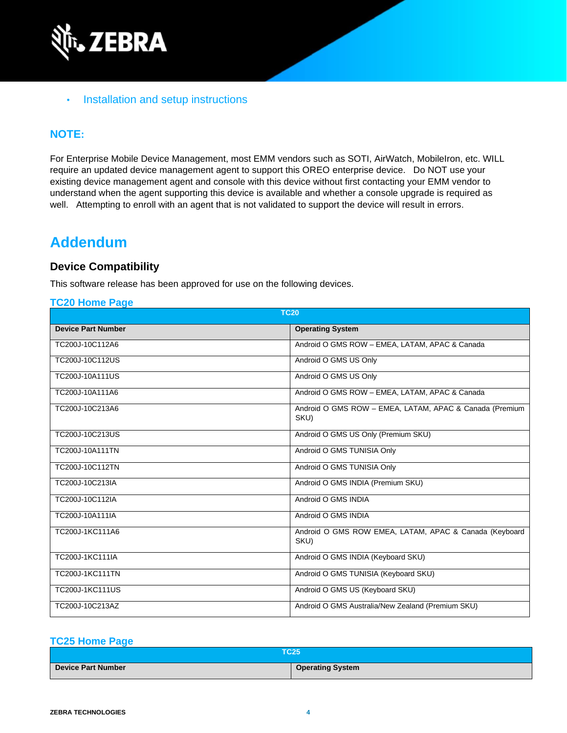- Installation and setup instructions

## NOTE:

For Enterprise Mobile Device Management, most EMM vendors such as SOTI, AirWatch, MobileIron, etc. WILL require an updated device management agent to support this OREO enterprise device. Do NOT use your existing device management agent and console with this device without first contacting your EMM vendor to understand when the agent supporting this device is available and whether a console upgrade is required as well. Attempting to enroll with an agent that is not validated to support the device will result in errors.

# Addendum

## Device Compatibility

This software release has been approved for use on the following devices.

### TC20 Home Page

| TC20 | |
|---|---|
| **Device Part Number** | **Operating System** |
| TC200J-10C112A6 | Android O GMS ROW – EMEA, LATAM, APAC & Canada |
| TC200J-10C112US | Android O GMS US Only |
| TC200J-10A111US | Android O GMS US Only |
| TC200J-10A111A6 | Android O GMS ROW – EMEA, LATAM, APAC & Canada |
| TC200J-10C213A6 | Android O GMS ROW – EMEA, LATAM, APAC & Canada (Premium SKU) |
| TC200J-10C213US | Android O GMS US Only (Premium SKU) |
| TC200J-10A111TN | Android O GMS TUNISIA Only |
| TC200J-10C112TN | Android O GMS TUNISIA Only |
| TC200J-10C213IA | Android O GMS INDIA (Premium SKU) |
| TC200J-10C112IA | Android O GMS INDIA |
| TC200J-10A111IA | Android O GMS INDIA |
| TC200J-1KC111A6 | Android O GMS ROW EMEA, LATAM, APAC & Canada (Keyboard SKU) |
| TC200J-1KC111IA | Android O GMS INDIA (Keyboard SKU) |
| TC200J-1KC111TN | Android O GMS TUNISIA (Keyboard SKU) |
| TC200J-1KC111US | Android O GMS US (Keyboard SKU) |
| TC200J-10C213AZ | Android O GMS Australia/New Zealand (Premium SKU) |

### TC25 Home Page

| TC25 | |
|---|---|
| **Device Part Number** | **Operating System** |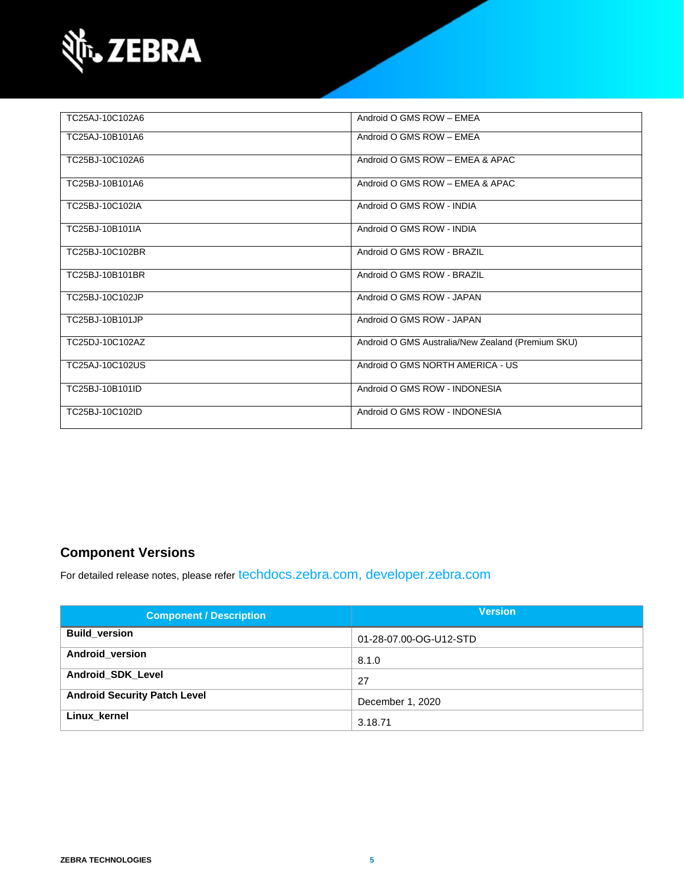| | |
|---|---|
| TC25AJ-10C102A6 | Android O GMS ROW – EMEA |
| TC25AJ-10B101A6 | Android O GMS ROW – EMEA |
| TC25BJ-10C102A6 | Android O GMS ROW – EMEA & APAC |
| TC25BJ-10B101A6 | Android O GMS ROW – EMEA & APAC |
| TC25BJ-10C102IA | Android O GMS ROW - INDIA |
| TC25BJ-10B101IA | Android O GMS ROW - INDIA |
| TC25BJ-10C102BR | Android O GMS ROW - BRAZIL |
| TC25BJ-10B101BR | Android O GMS ROW - BRAZIL |
| TC25BJ-10C102JP | Android O GMS ROW - JAPAN |
| TC25BJ-10B101JP | Android O GMS ROW - JAPAN |
| TC25DJ-10C102AZ | Android O GMS Australia/New Zealand (Premium SKU) |
| TC25AJ-10C102US | Android O GMS NORTH AMERICA - US |
| TC25BJ-10B101ID | Android O GMS ROW - INDONESIA |
| TC25BJ-10C102ID | Android O GMS ROW - INDONESIA |

## Component Versions

For detailed release notes, please refer techdocs.zebra.com, developer.zebra.com

| Component / Description | Version |
|---|---|
| **Build_version** | 01-28-07.00-OG-U12-STD |
| **Android_version** | 8.1.0 |
| **Android_SDK_Level** | 27 |
| **Android Security Patch Level** | December 1, 2020 |
| **Linux_kernel** | 3.18.71 |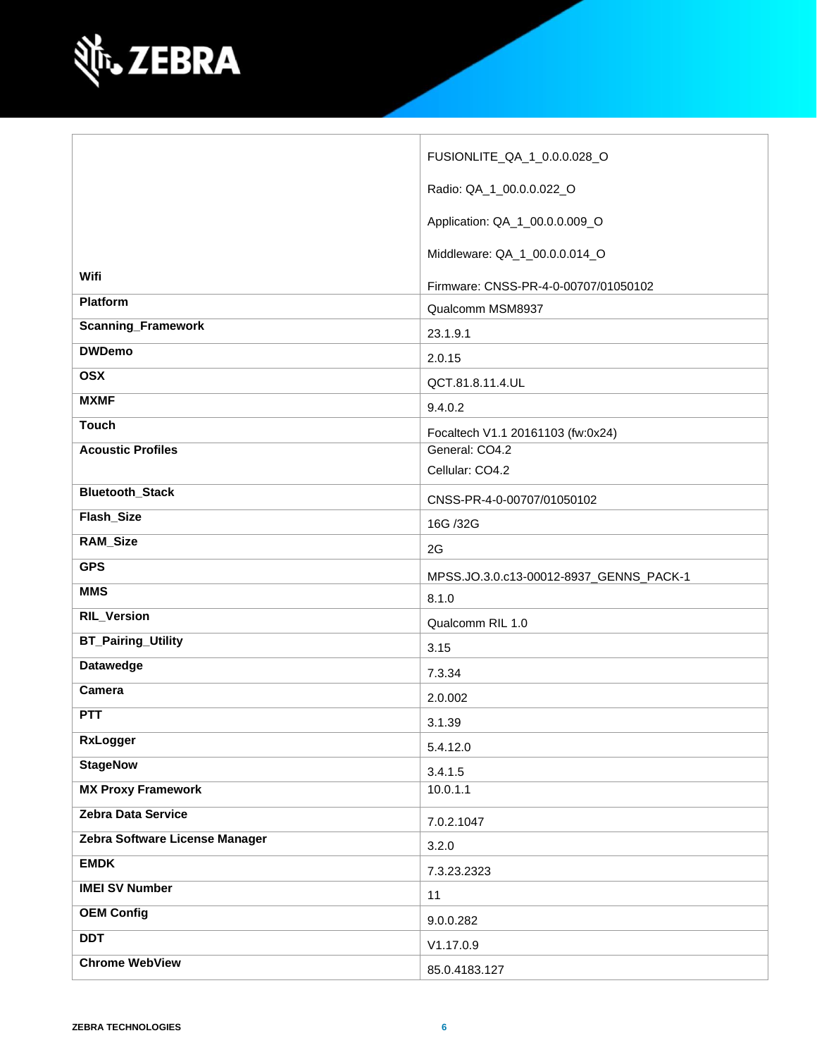| | |
|---|---|
| Wifi | FUSIONLITE_QA_1_0.0.0.028_O<br><br>Radio: QA_1_00.0.0.022_O<br><br>Application: QA_1_00.0.0.009_O<br><br>Middleware: QA_1_00.0.0.014_O<br><br>Firmware: CNSS-PR-4-0-00707/01050102 |
| **Platform** | Qualcomm MSM8937 |
| **Scanning_Framework** | 23.1.9.1 |
| **DWDemo** | 2.0.15 |
| **OSX** | QCT.81.8.11.4.UL |
| **MXMF** | 9.4.0.2 |
| **Touch** | Focaltech V1.1 20161103 (fw:0x24) |
| **Acoustic Profiles** | General: CO4.2<br>Cellular: CO4.2 |
| **Bluetooth_Stack** | CNSS-PR-4-0-00707/01050102 |
| **Flash_Size** | 16G /32G |
| **RAM_Size** | 2G |
| **GPS** | MPSS.JO.3.0.c13-00012-8937_GENNS_PACK-1 |
| **MMS** | 8.1.0 |
| **RIL_Version** | Qualcomm RIL 1.0 |
| **BT_Pairing_Utility** | 3.15 |
| **Datawedge** | 7.3.34 |
| **Camera** | 2.0.002 |
| **PTT** | 3.1.39 |
| **RxLogger** | 5.4.12.0 |
| **StageNow** | 3.4.1.5 |
| **MX Proxy Framework** | 10.0.1.1 |
| **Zebra Data Service** | 7.0.2.1047 |
| **Zebra Software License Manager** | 3.2.0 |
| **EMDK** | 7.3.23.2323 |
| **IMEI SV Number** | 11 |
| **OEM Config** | 9.0.0.282 |
| **DDT** | V1.17.0.9 |
| **Chrome WebView** | 85.0.4183.127 |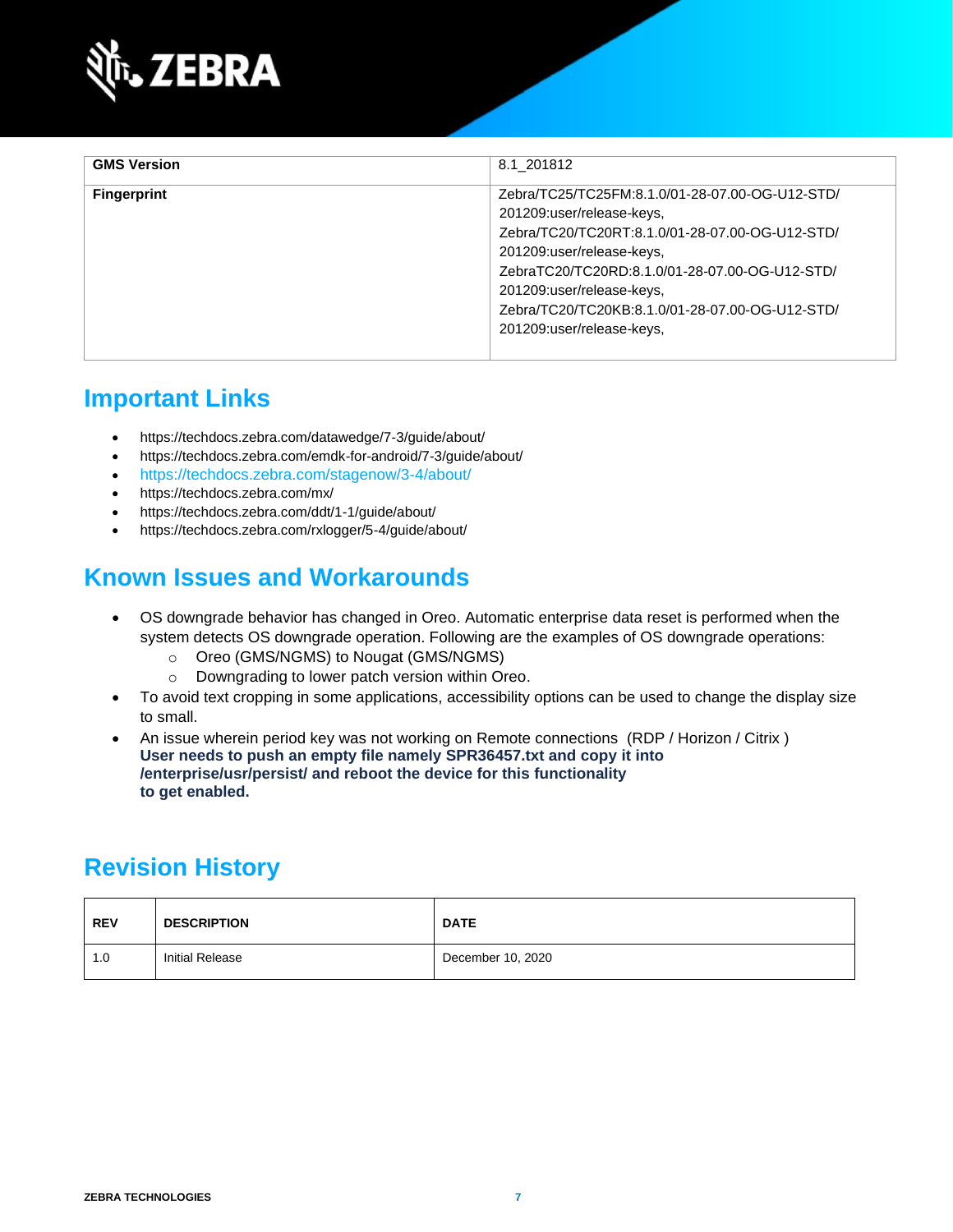| | |
|---|---|
| **GMS Version** | 8.1_201812 |
| **Fingerprint** | Zebra/TC25/TC25FM:8.1.0/01-28-07.00-OG-U12-STD/201209:user/release-keys, Zebra/TC20/TC20RT:8.1.0/01-28-07.00-OG-U12-STD/201209:user/release-keys, ZebraTC20/TC20RD:8.1.0/01-28-07.00-OG-U12-STD/201209:user/release-keys, Zebra/TC20/TC20KB:8.1.0/01-28-07.00-OG-U12-STD/201209:user/release-keys, |

# Important Links

- https://techdocs.zebra.com/datawedge/7-3/guide/about/
- https://techdocs.zebra.com/emdk-for-android/7-3/guide/about/
- https://techdocs.zebra.com/stagenow/3-4/about/
- https://techdocs.zebra.com/mx/
- https://techdocs.zebra.com/ddt/1-1/guide/about/
- https://techdocs.zebra.com/rxlogger/5-4/guide/about/

# Known Issues and Workarounds

- OS downgrade behavior has changed in Oreo. Automatic enterprise data reset is performed when the system detects OS downgrade operation. Following are the examples of OS downgrade operations:
  - Oreo (GMS/NGMS) to Nougat (GMS/NGMS)
  - Downgrading to lower patch version within Oreo.
- To avoid text cropping in some applications, accessibility options can be used to change the display size to small.
- An issue wherein period key was not working on Remote connections (RDP / Horizon / Citrix )
  **User needs to push an empty file namely SPR36457.txt and copy it into /enterprise/usr/persist/ and reboot the device for this functionality to get enabled.**

# Revision History

| REV | DESCRIPTION | DATE |
|---|---|---|
| 1.0 | Initial Release | December 10, 2020 |